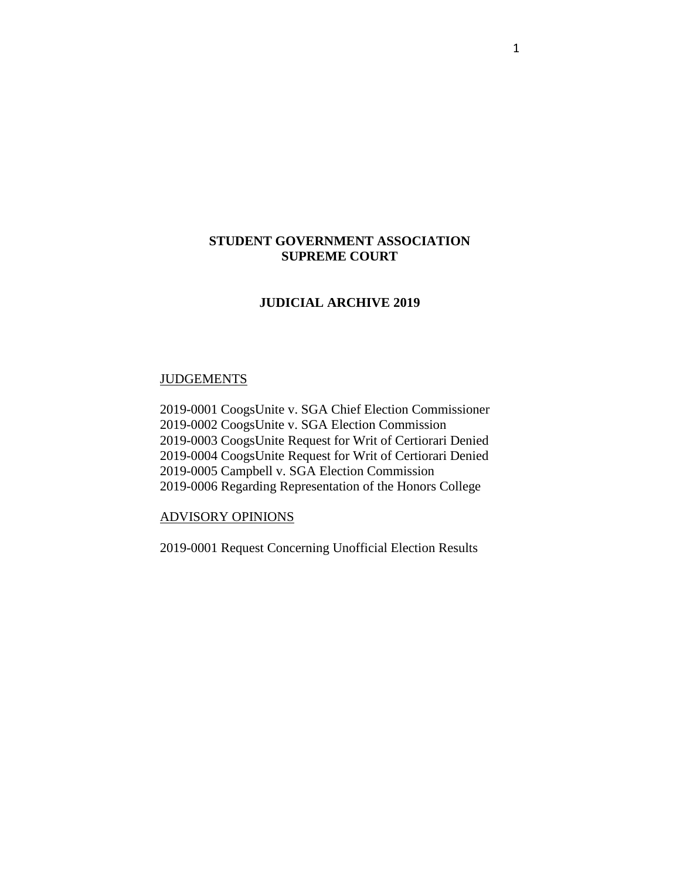# STUDENT GOVERNMENT ASSOCIATION
# SUPREME COURT

## JUDICIAL ARCHIVE 2019

<u>JUDGEMENTS</u>

2019-0001 CoogsUnite v. SGA Chief Election Commissioner
2019-0002 CoogsUnite v. SGA Election Commission
2019-0003 CoogsUnite Request for Writ of Certiorari Denied
2019-0004 CoogsUnite Request for Writ of Certiorari Denied
2019-0005 Campbell v. SGA Election Commission
2019-0006 Regarding Representation of the Honors College

<u>ADVISORY OPINIONS</u>

2019-0001 Request Concerning Unofficial Election Results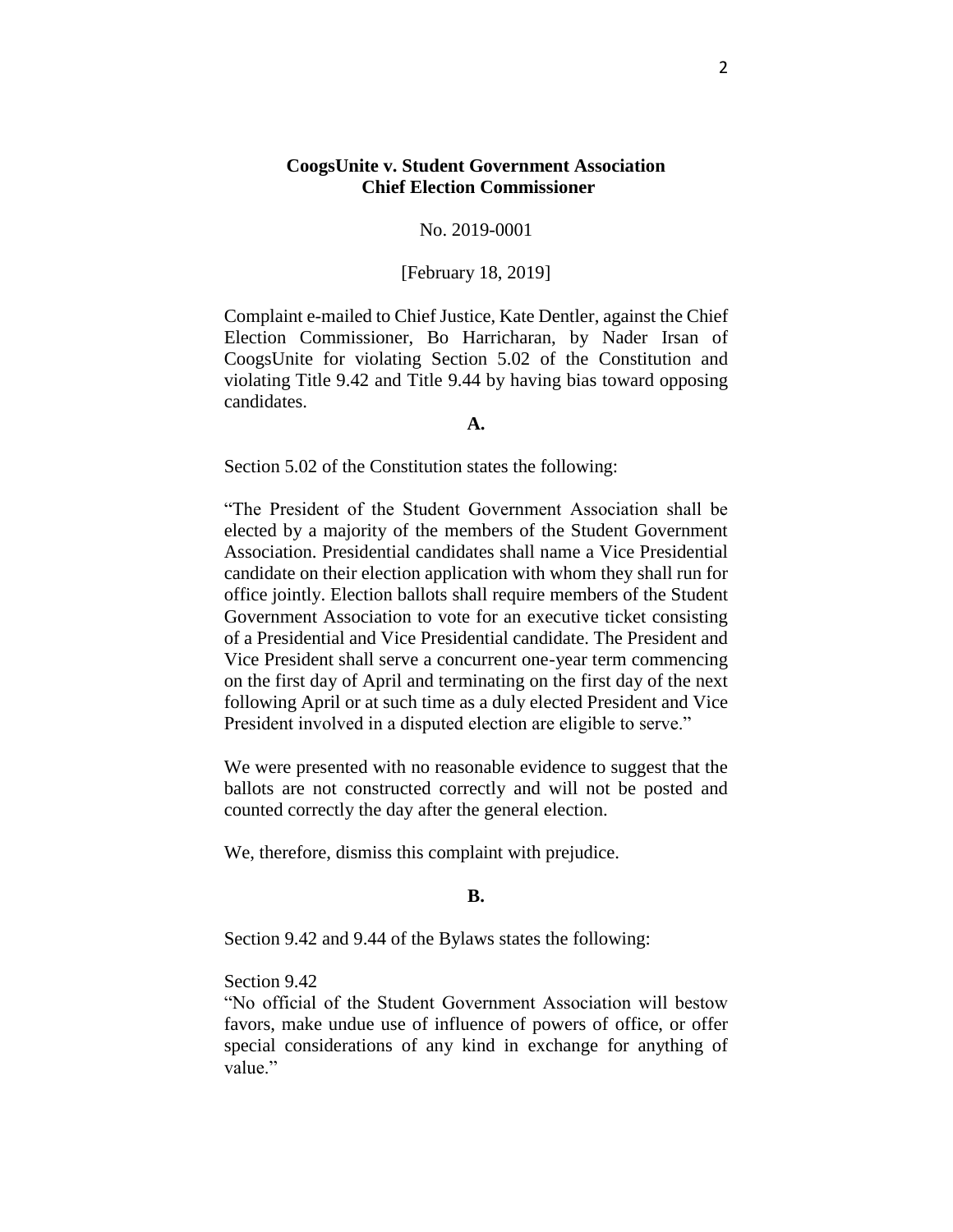**CoogsUnite v. Student Government Association Chief Election Commissioner**

No. 2019-0001

[February 18, 2019]

Complaint e-mailed to Chief Justice, Kate Dentler, against the Chief Election Commissioner, Bo Harricharan, by Nader Irsan of CoogsUnite for violating Section 5.02 of the Constitution and violating Title 9.42 and Title 9.44 by having bias toward opposing candidates.

**A.**

Section 5.02 of the Constitution states the following:

"The President of the Student Government Association shall be elected by a majority of the members of the Student Government Association. Presidential candidates shall name a Vice Presidential candidate on their election application with whom they shall run for office jointly. Election ballots shall require members of the Student Government Association to vote for an executive ticket consisting of a Presidential and Vice Presidential candidate. The President and Vice President shall serve a concurrent one-year term commencing on the first day of April and terminating on the first day of the next following April or at such time as a duly elected President and Vice President involved in a disputed election are eligible to serve."

We were presented with no reasonable evidence to suggest that the ballots are not constructed correctly and will not be posted and counted correctly the day after the general election.

We, therefore, dismiss this complaint with prejudice.

**B.**

Section 9.42 and 9.44 of the Bylaws states the following:

Section 9.42
"No official of the Student Government Association will bestow favors, make undue use of influence of powers of office, or offer special considerations of any kind in exchange for anything of value."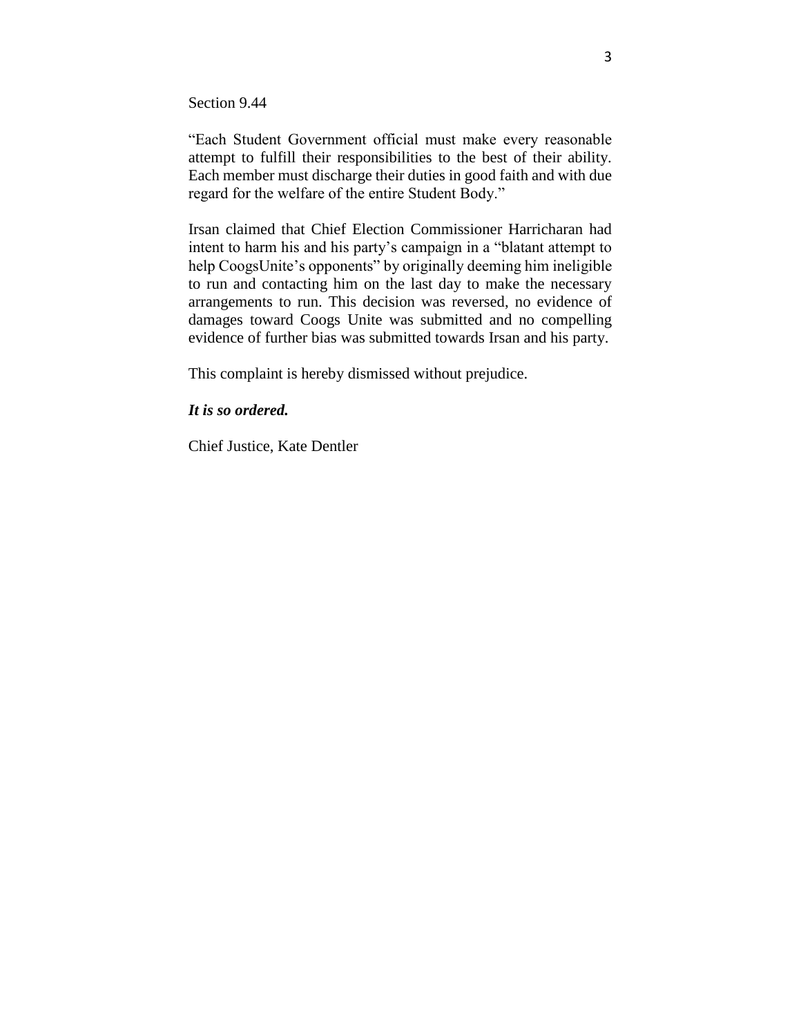Section 9.44

"Each Student Government official must make every reasonable attempt to fulfill their responsibilities to the best of their ability. Each member must discharge their duties in good faith and with due regard for the welfare of the entire Student Body."

Irsan claimed that Chief Election Commissioner Harricharan had intent to harm his and his party's campaign in a "blatant attempt to help CoogsUnite's opponents" by originally deeming him ineligible to run and contacting him on the last day to make the necessary arrangements to run. This decision was reversed, no evidence of damages toward Coogs Unite was submitted and no compelling evidence of further bias was submitted towards Irsan and his party.

This complaint is hereby dismissed without prejudice.

***It is so ordered.***

Chief Justice, Kate Dentler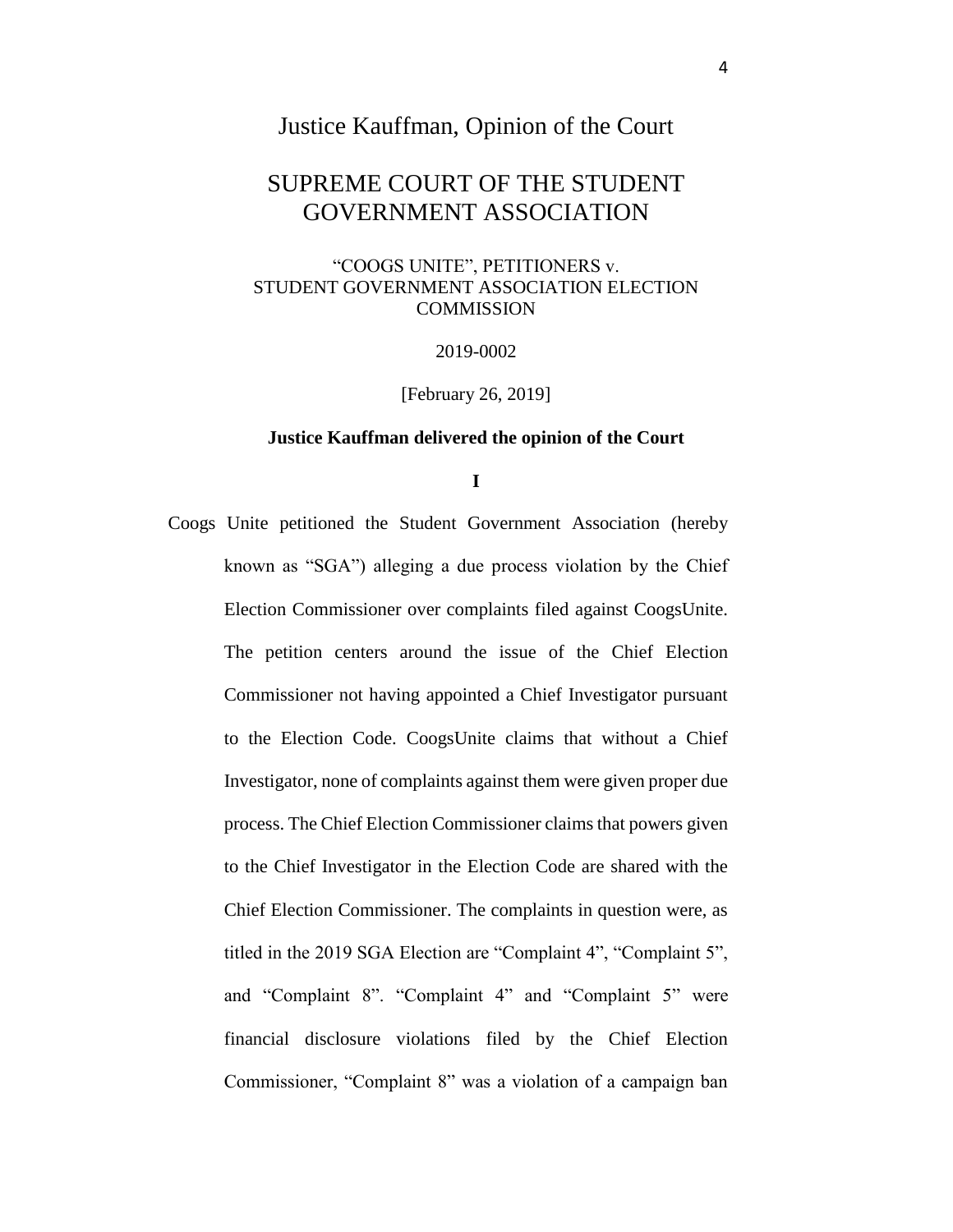# Justice Kauffman, Opinion of the Court

## SUPREME COURT OF THE STUDENT GOVERNMENT ASSOCIATION

"COOGS UNITE", PETITIONERS v. STUDENT GOVERNMENT ASSOCIATION ELECTION COMMISSION

2019-0002

[February 26, 2019]

**Justice Kauffman delivered the opinion of the Court**

**I**

Coogs Unite petitioned the Student Government Association (hereby known as "SGA") alleging a due process violation by the Chief Election Commissioner over complaints filed against CoogsUnite. The petition centers around the issue of the Chief Election Commissioner not having appointed a Chief Investigator pursuant to the Election Code. CoogsUnite claims that without a Chief Investigator, none of complaints against them were given proper due process. The Chief Election Commissioner claims that powers given to the Chief Investigator in the Election Code are shared with the Chief Election Commissioner. The complaints in question were, as titled in the 2019 SGA Election are "Complaint 4", "Complaint 5", and "Complaint 8". "Complaint 4" and "Complaint 5" were financial disclosure violations filed by the Chief Election Commissioner, "Complaint 8" was a violation of a campaign ban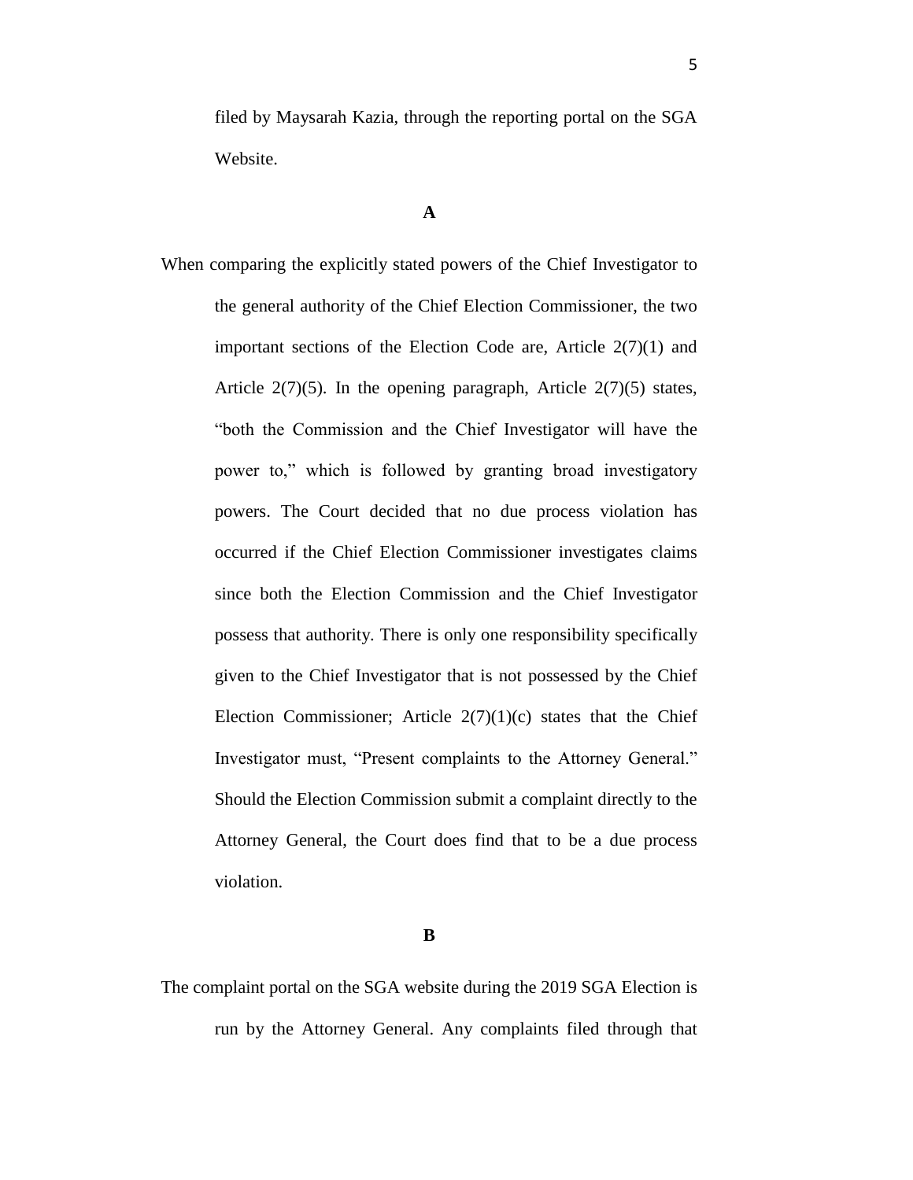filed by Maysarah Kazia, through the reporting portal on the SGA Website.

**A**

When comparing the explicitly stated powers of the Chief Investigator to the general authority of the Chief Election Commissioner, the two important sections of the Election Code are, Article 2(7)(1) and Article 2(7)(5). In the opening paragraph, Article 2(7)(5) states, "both the Commission and the Chief Investigator will have the power to," which is followed by granting broad investigatory powers. The Court decided that no due process violation has occurred if the Chief Election Commissioner investigates claims since both the Election Commission and the Chief Investigator possess that authority. There is only one responsibility specifically given to the Chief Investigator that is not possessed by the Chief Election Commissioner; Article 2(7)(1)(c) states that the Chief Investigator must, "Present complaints to the Attorney General." Should the Election Commission submit a complaint directly to the Attorney General, the Court does find that to be a due process violation.

**B**

The complaint portal on the SGA website during the 2019 SGA Election is run by the Attorney General. Any complaints filed through that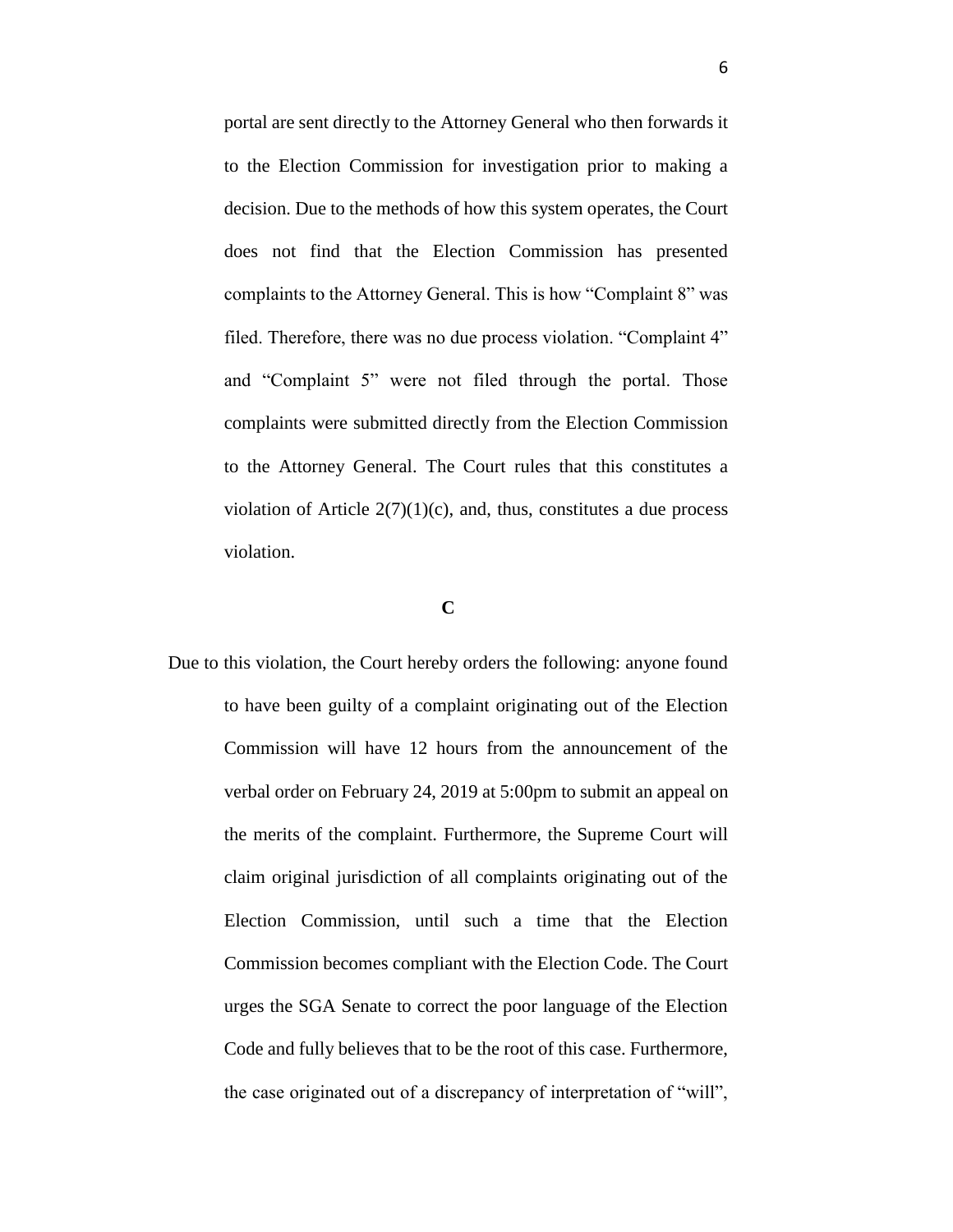portal are sent directly to the Attorney General who then forwards it to the Election Commission for investigation prior to making a decision. Due to the methods of how this system operates, the Court does not find that the Election Commission has presented complaints to the Attorney General. This is how "Complaint 8" was filed. Therefore, there was no due process violation. "Complaint 4" and "Complaint 5" were not filed through the portal. Those complaints were submitted directly from the Election Commission to the Attorney General. The Court rules that this constitutes a violation of Article 2(7)(1)(c), and, thus, constitutes a due process violation.

**C**

Due to this violation, the Court hereby orders the following: anyone found to have been guilty of a complaint originating out of the Election Commission will have 12 hours from the announcement of the verbal order on February 24, 2019 at 5:00pm to submit an appeal on the merits of the complaint. Furthermore, the Supreme Court will claim original jurisdiction of all complaints originating out of the Election Commission, until such a time that the Election Commission becomes compliant with the Election Code. The Court urges the SGA Senate to correct the poor language of the Election Code and fully believes that to be the root of this case. Furthermore, the case originated out of a discrepancy of interpretation of "will",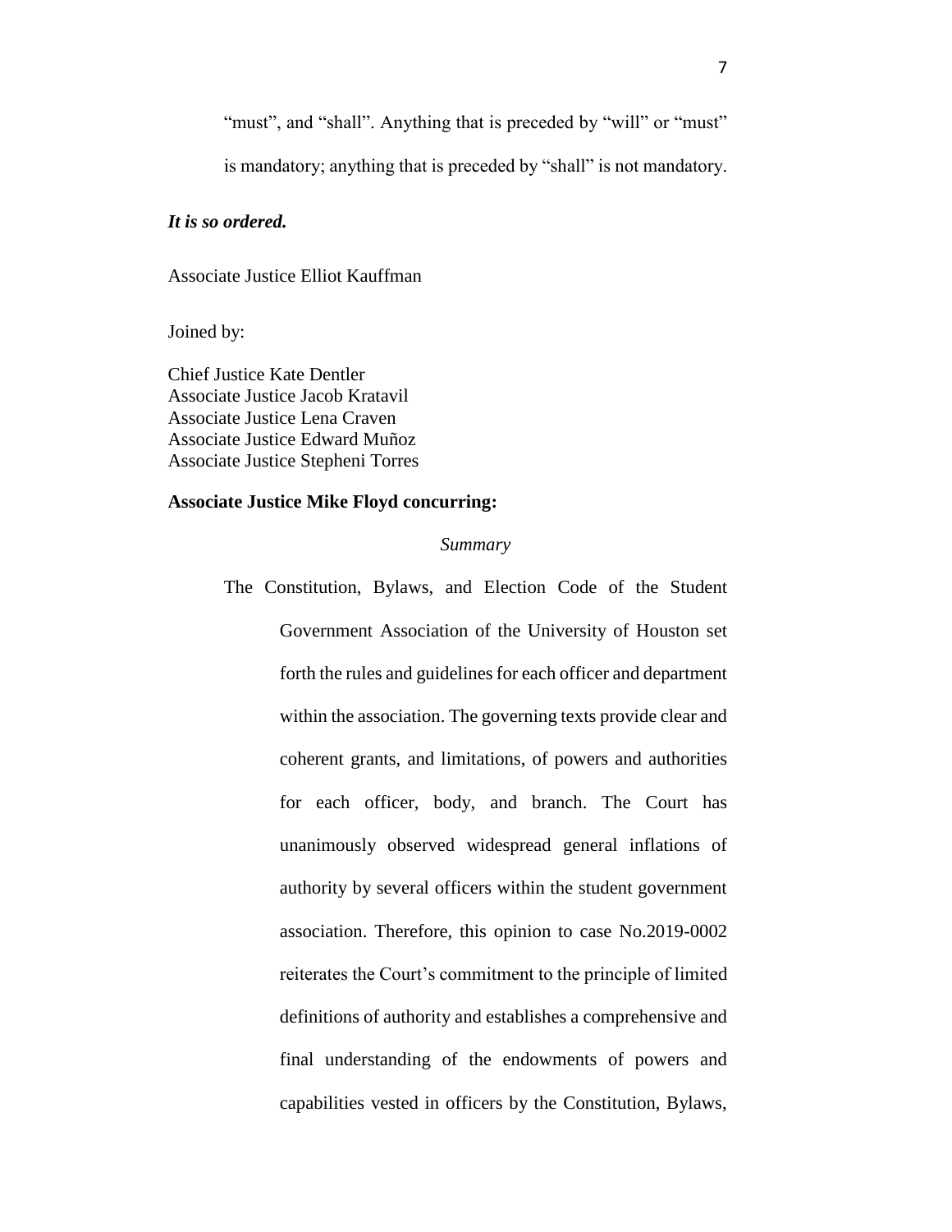"must", and "shall". Anything that is preceded by "will" or "must" is mandatory; anything that is preceded by "shall" is not mandatory.

***It is so ordered.***

Associate Justice Elliot Kauffman

Joined by:

Chief Justice Kate Dentler
Associate Justice Jacob Kratavil
Associate Justice Lena Craven
Associate Justice Edward Muñoz
Associate Justice Stepheni Torres

**Associate Justice Mike Floyd concurring:**

*Summary*

The Constitution, Bylaws, and Election Code of the Student Government Association of the University of Houston set forth the rules and guidelines for each officer and department within the association. The governing texts provide clear and coherent grants, and limitations, of powers and authorities for each officer, body, and branch. The Court has unanimously observed widespread general inflations of authority by several officers within the student government association. Therefore, this opinion to case No.2019-0002 reiterates the Court's commitment to the principle of limited definitions of authority and establishes a comprehensive and final understanding of the endowments of powers and capabilities vested in officers by the Constitution, Bylaws,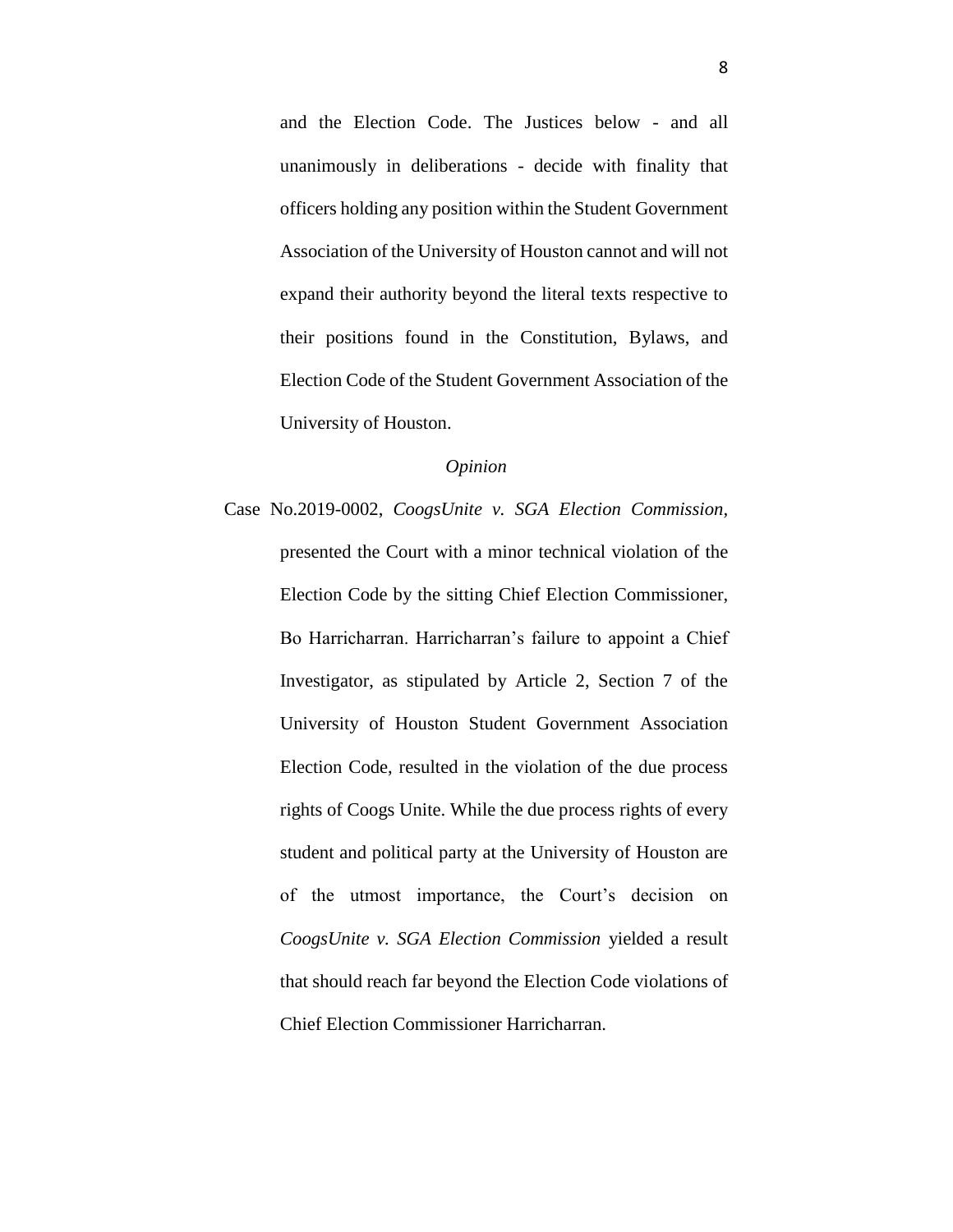and the Election Code. The Justices below - and all unanimously in deliberations - decide with finality that officers holding any position within the Student Government Association of the University of Houston cannot and will not expand their authority beyond the literal texts respective to their positions found in the Constitution, Bylaws, and Election Code of the Student Government Association of the University of Houston.

*Opinion*

Case No.2019-0002, *CoogsUnite v. SGA Election Commission*, presented the Court with a minor technical violation of the Election Code by the sitting Chief Election Commissioner, Bo Harricharran. Harricharran's failure to appoint a Chief Investigator, as stipulated by Article 2, Section 7 of the University of Houston Student Government Association Election Code, resulted in the violation of the due process rights of Coogs Unite. While the due process rights of every student and political party at the University of Houston are of the utmost importance, the Court's decision on *CoogsUnite v. SGA Election Commission* yielded a result that should reach far beyond the Election Code violations of Chief Election Commissioner Harricharran.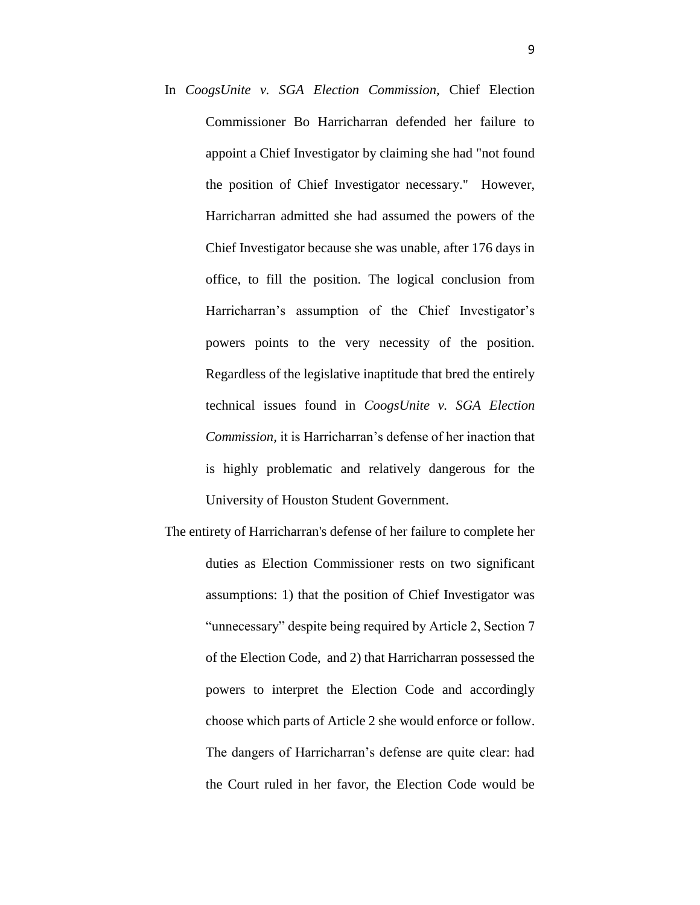In *CoogsUnite v. SGA Election Commission,* Chief Election Commissioner Bo Harricharran defended her failure to appoint a Chief Investigator by claiming she had "not found the position of Chief Investigator necessary." However, Harricharran admitted she had assumed the powers of the Chief Investigator because she was unable, after 176 days in office, to fill the position. The logical conclusion from Harricharran's assumption of the Chief Investigator's powers points to the very necessity of the position. Regardless of the legislative inaptitude that bred the entirely technical issues found in *CoogsUnite v. SGA Election Commission,* it is Harricharran's defense of her inaction that is highly problematic and relatively dangerous for the University of Houston Student Government.

The entirety of Harricharran's defense of her failure to complete her duties as Election Commissioner rests on two significant assumptions: 1) that the position of Chief Investigator was "unnecessary" despite being required by Article 2, Section 7 of the Election Code, and 2) that Harricharran possessed the powers to interpret the Election Code and accordingly choose which parts of Article 2 she would enforce or follow. The dangers of Harricharran's defense are quite clear: had the Court ruled in her favor, the Election Code would be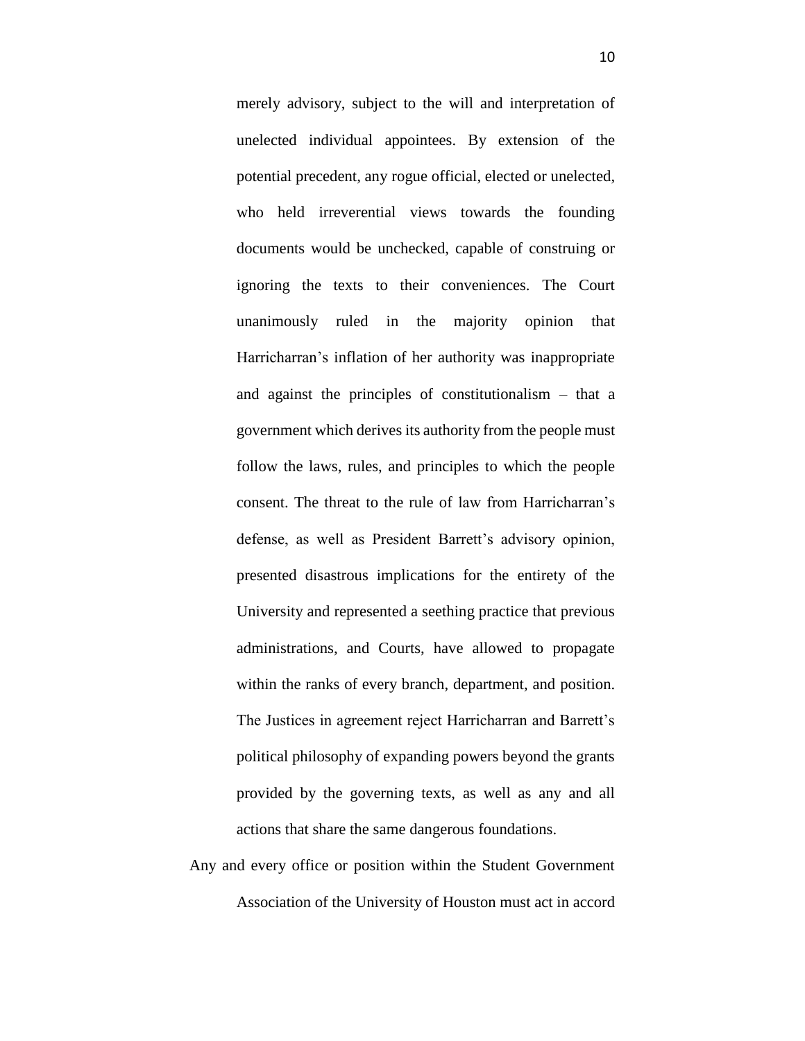merely advisory, subject to the will and interpretation of unelected individual appointees. By extension of the potential precedent, any rogue official, elected or unelected, who held irreverential views towards the founding documents would be unchecked, capable of construing or ignoring the texts to their conveniences. The Court unanimously ruled in the majority opinion that Harricharran's inflation of her authority was inappropriate and against the principles of constitutionalism – that a government which derives its authority from the people must follow the laws, rules, and principles to which the people consent. The threat to the rule of law from Harricharran's defense, as well as President Barrett's advisory opinion, presented disastrous implications for the entirety of the University and represented a seething practice that previous administrations, and Courts, have allowed to propagate within the ranks of every branch, department, and position. The Justices in agreement reject Harricharran and Barrett's political philosophy of expanding powers beyond the grants provided by the governing texts, as well as any and all actions that share the same dangerous foundations.

Any and every office or position within the Student Government Association of the University of Houston must act in accord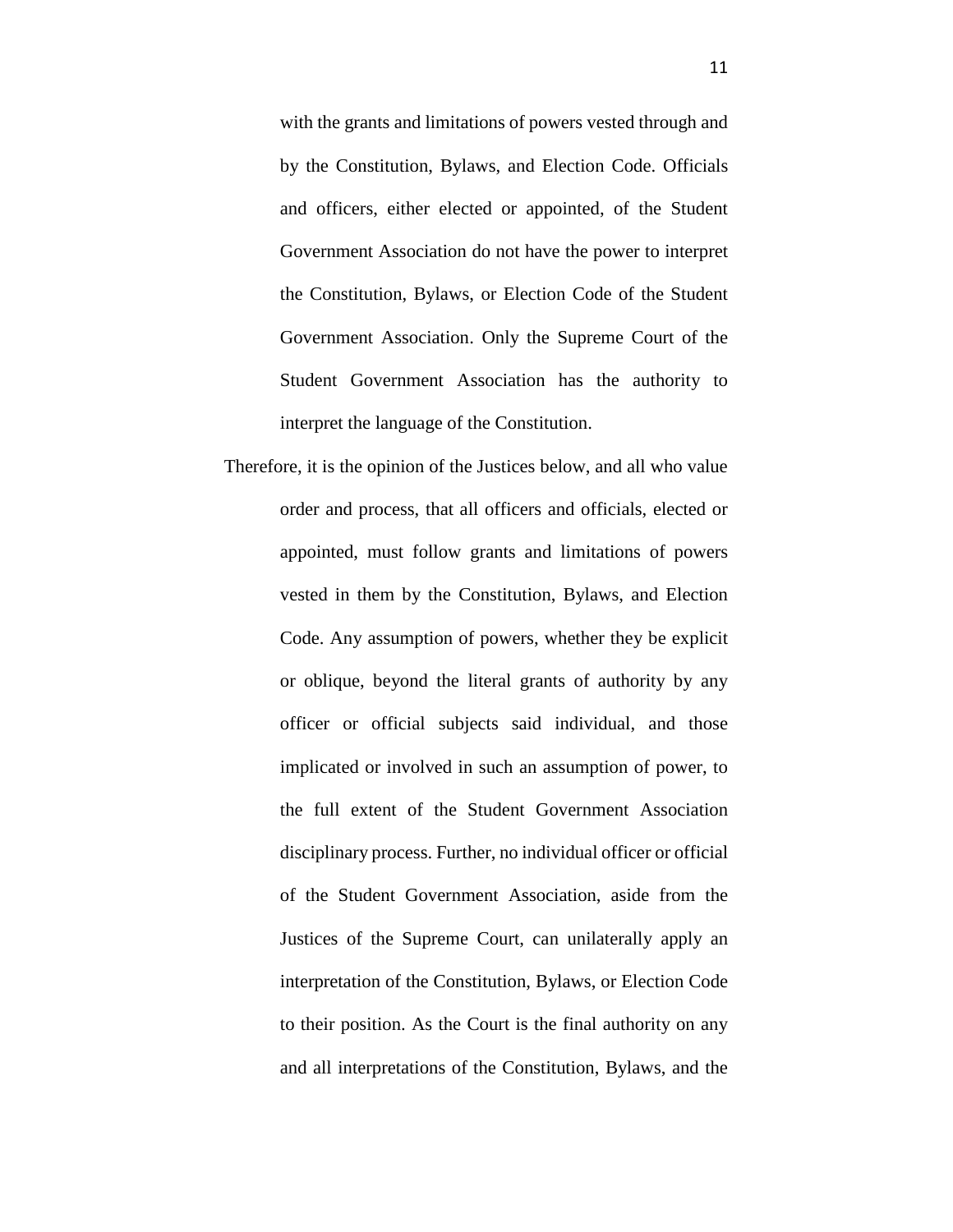with the grants and limitations of powers vested through and by the Constitution, Bylaws, and Election Code. Officials and officers, either elected or appointed, of the Student Government Association do not have the power to interpret the Constitution, Bylaws, or Election Code of the Student Government Association. Only the Supreme Court of the Student Government Association has the authority to interpret the language of the Constitution.

Therefore, it is the opinion of the Justices below, and all who value order and process, that all officers and officials, elected or appointed, must follow grants and limitations of powers vested in them by the Constitution, Bylaws, and Election Code. Any assumption of powers, whether they be explicit or oblique, beyond the literal grants of authority by any officer or official subjects said individual, and those implicated or involved in such an assumption of power, to the full extent of the Student Government Association disciplinary process. Further, no individual officer or official of the Student Government Association, aside from the Justices of the Supreme Court, can unilaterally apply an interpretation of the Constitution, Bylaws, or Election Code to their position. As the Court is the final authority on any and all interpretations of the Constitution, Bylaws, and the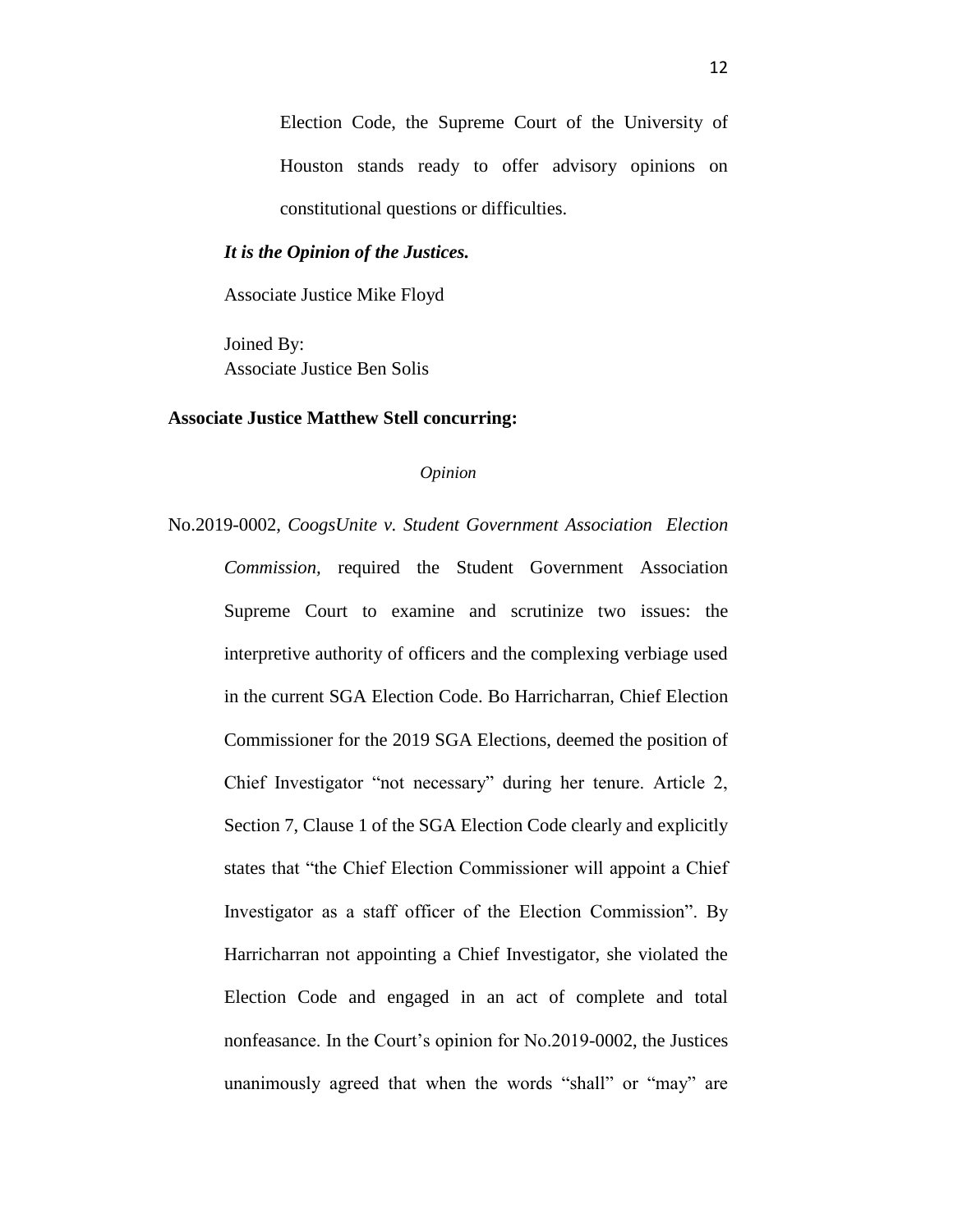Election Code, the Supreme Court of the University of Houston stands ready to offer advisory opinions on constitutional questions or difficulties.

***It is the Opinion of the Justices.***

Associate Justice Mike Floyd

Joined By:
Associate Justice Ben Solis

**Associate Justice Matthew Stell concurring:**

*Opinion*

No.2019-0002, *CoogsUnite v. Student Government Association Election Commission*, required the Student Government Association Supreme Court to examine and scrutinize two issues: the interpretive authority of officers and the complexing verbiage used in the current SGA Election Code. Bo Harricharran, Chief Election Commissioner for the 2019 SGA Elections, deemed the position of Chief Investigator "not necessary" during her tenure. Article 2, Section 7, Clause 1 of the SGA Election Code clearly and explicitly states that "the Chief Election Commissioner will appoint a Chief Investigator as a staff officer of the Election Commission". By Harricharran not appointing a Chief Investigator, she violated the Election Code and engaged in an act of complete and total nonfeasance. In the Court's opinion for No.2019-0002, the Justices unanimously agreed that when the words "shall" or "may" are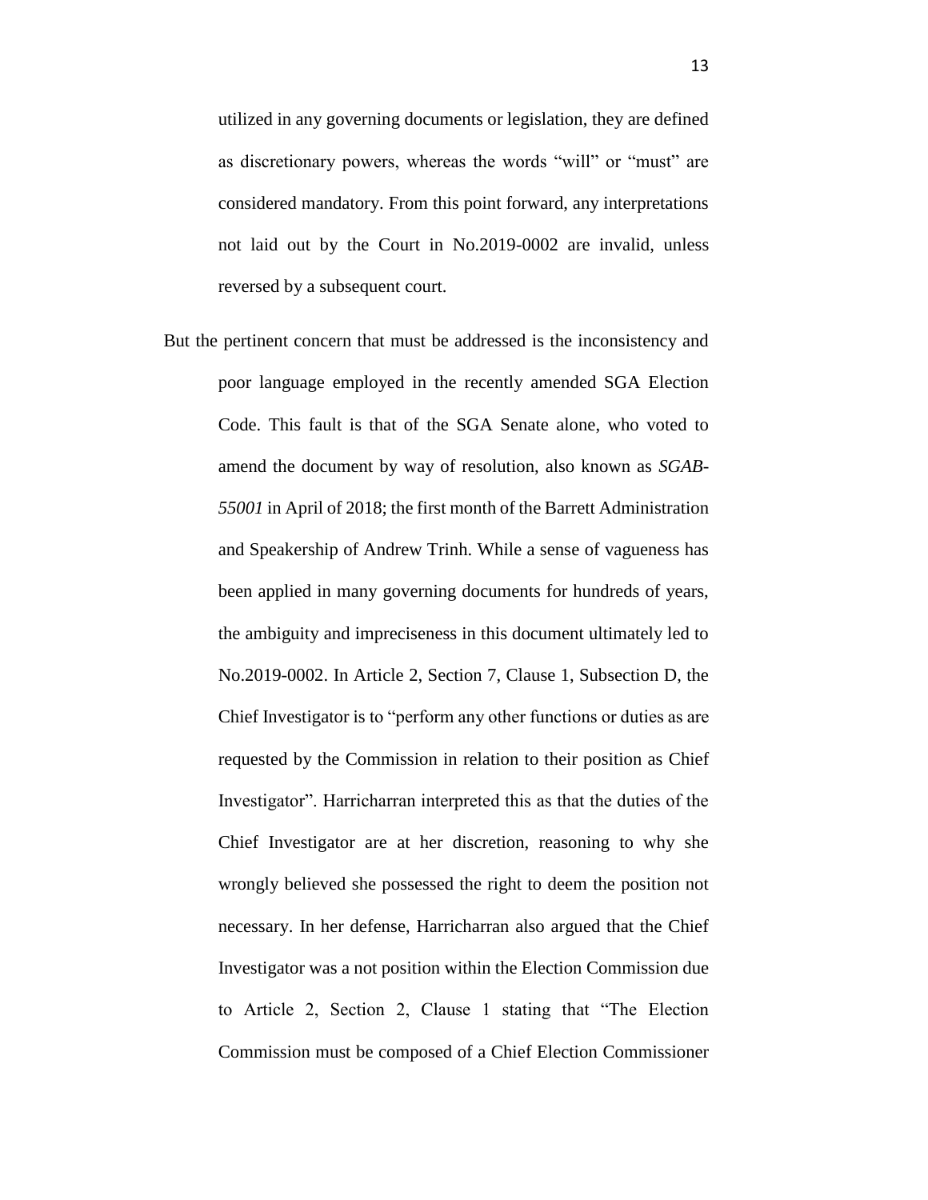utilized in any governing documents or legislation, they are defined as discretionary powers, whereas the words "will" or "must" are considered mandatory. From this point forward, any interpretations not laid out by the Court in No.2019-0002 are invalid, unless reversed by a subsequent court.

But the pertinent concern that must be addressed is the inconsistency and poor language employed in the recently amended SGA Election Code. This fault is that of the SGA Senate alone, who voted to amend the document by way of resolution, also known as *SGAB-55001* in April of 2018; the first month of the Barrett Administration and Speakership of Andrew Trinh. While a sense of vagueness has been applied in many governing documents for hundreds of years, the ambiguity and impreciseness in this document ultimately led to No.2019-0002. In Article 2, Section 7, Clause 1, Subsection D, the Chief Investigator is to "perform any other functions or duties as are requested by the Commission in relation to their position as Chief Investigator". Harricharran interpreted this as that the duties of the Chief Investigator are at her discretion, reasoning to why she wrongly believed she possessed the right to deem the position not necessary. In her defense, Harricharran also argued that the Chief Investigator was a not position within the Election Commission due to Article 2, Section 2, Clause 1 stating that "The Election Commission must be composed of a Chief Election Commissioner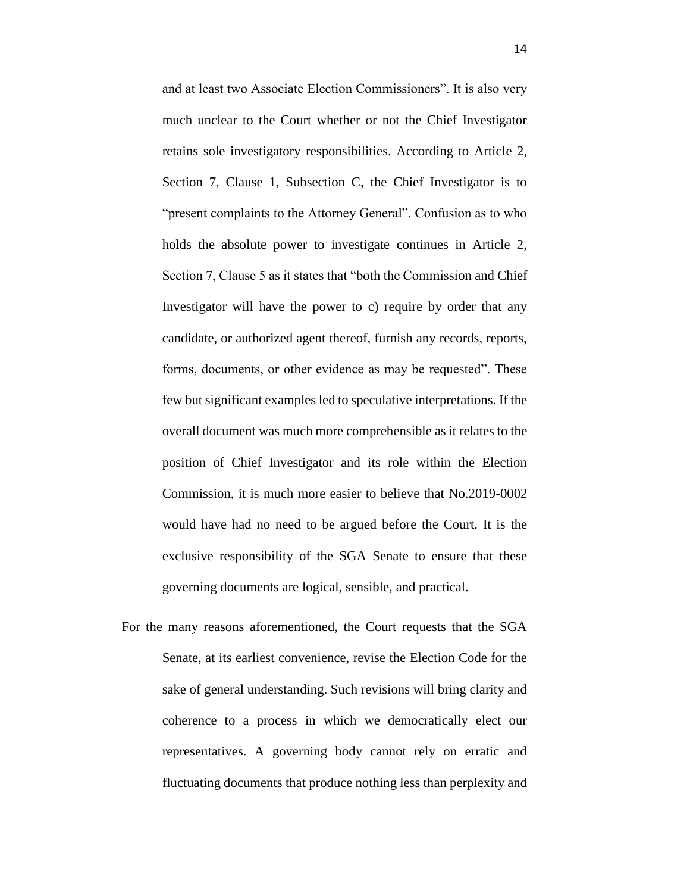and at least two Associate Election Commissioners". It is also very much unclear to the Court whether or not the Chief Investigator retains sole investigatory responsibilities. According to Article 2, Section 7, Clause 1, Subsection C, the Chief Investigator is to "present complaints to the Attorney General". Confusion as to who holds the absolute power to investigate continues in Article 2, Section 7, Clause 5 as it states that "both the Commission and Chief Investigator will have the power to c) require by order that any candidate, or authorized agent thereof, furnish any records, reports, forms, documents, or other evidence as may be requested". These few but significant examples led to speculative interpretations. If the overall document was much more comprehensible as it relates to the position of Chief Investigator and its role within the Election Commission, it is much more easier to believe that No.2019-0002 would have had no need to be argued before the Court. It is the exclusive responsibility of the SGA Senate to ensure that these governing documents are logical, sensible, and practical.

For the many reasons aforementioned, the Court requests that the SGA Senate, at its earliest convenience, revise the Election Code for the sake of general understanding. Such revisions will bring clarity and coherence to a process in which we democratically elect our representatives. A governing body cannot rely on erratic and fluctuating documents that produce nothing less than perplexity and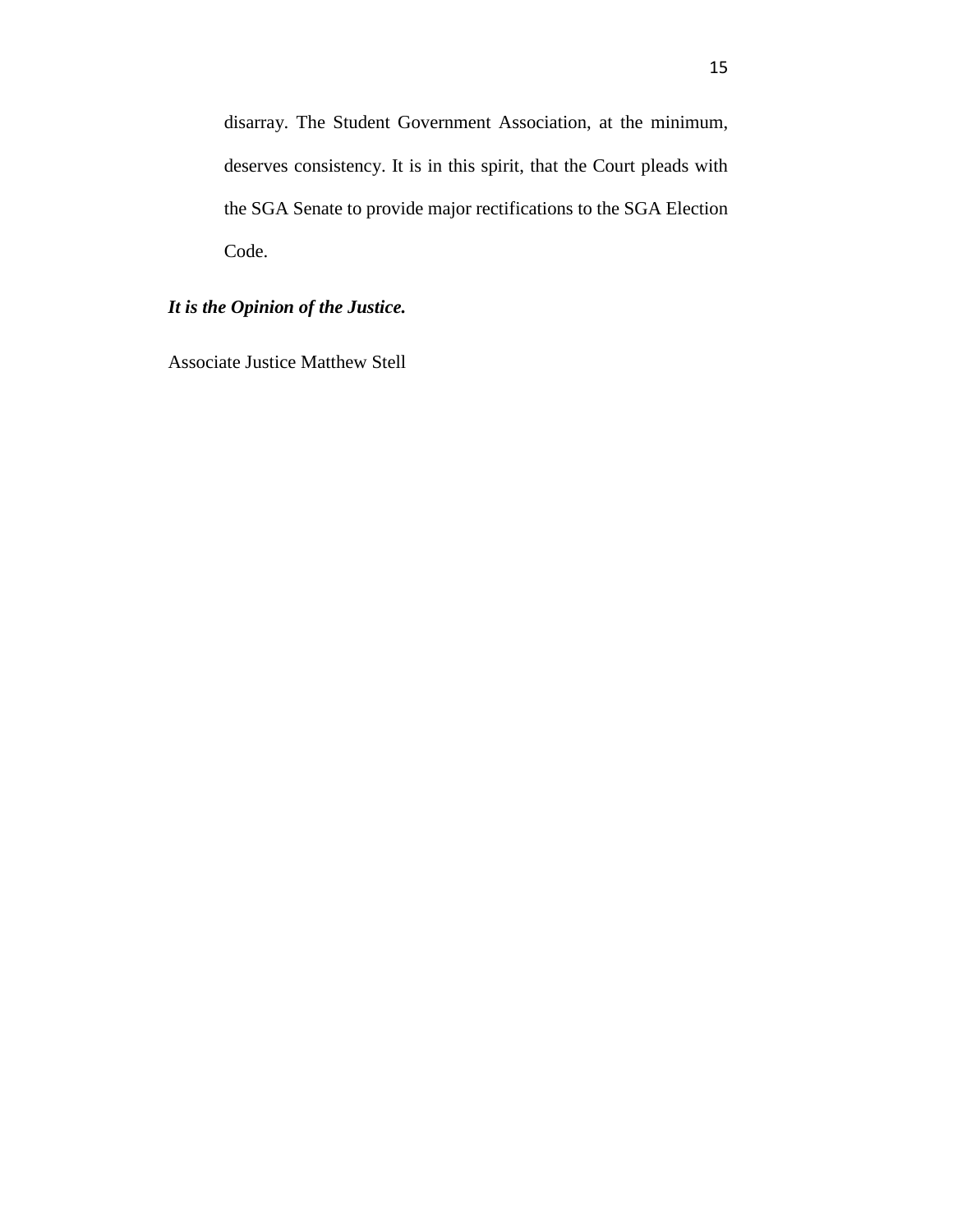disarray. The Student Government Association, at the minimum, deserves consistency. It is in this spirit, that the Court pleads with the SGA Senate to provide major rectifications to the SGA Election Code.

***It is the Opinion of the Justice.***

Associate Justice Matthew Stell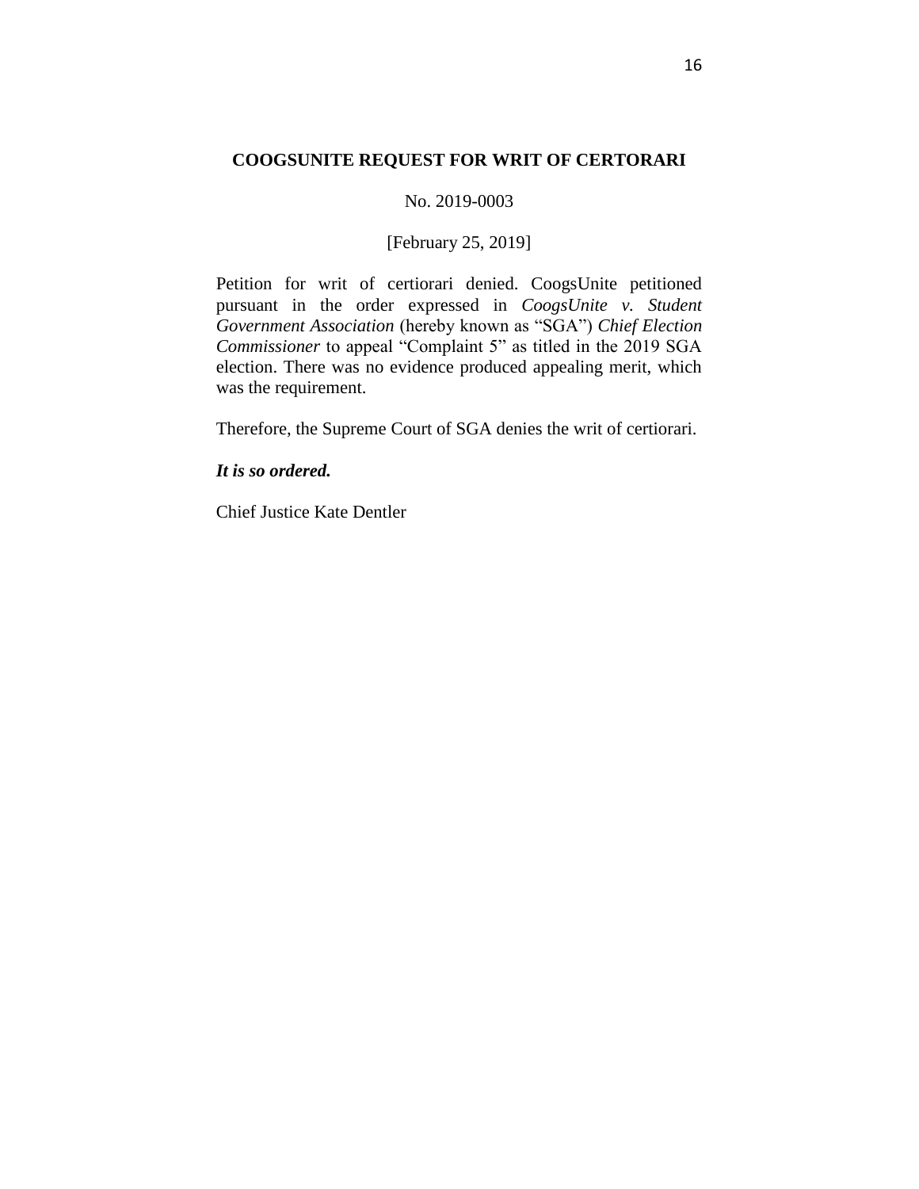## COOGSUNITE REQUEST FOR WRIT OF CERTORARI

No. 2019-0003

[February 25, 2019]

Petition for writ of certiorari denied. CoogsUnite petitioned pursuant in the order expressed in *CoogsUnite v. Student Government Association* (hereby known as "SGA") *Chief Election Commissioner* to appeal "Complaint 5" as titled in the 2019 SGA election. There was no evidence produced appealing merit, which was the requirement.

Therefore, the Supreme Court of SGA denies the writ of certiorari.

***It is so ordered.***

Chief Justice Kate Dentler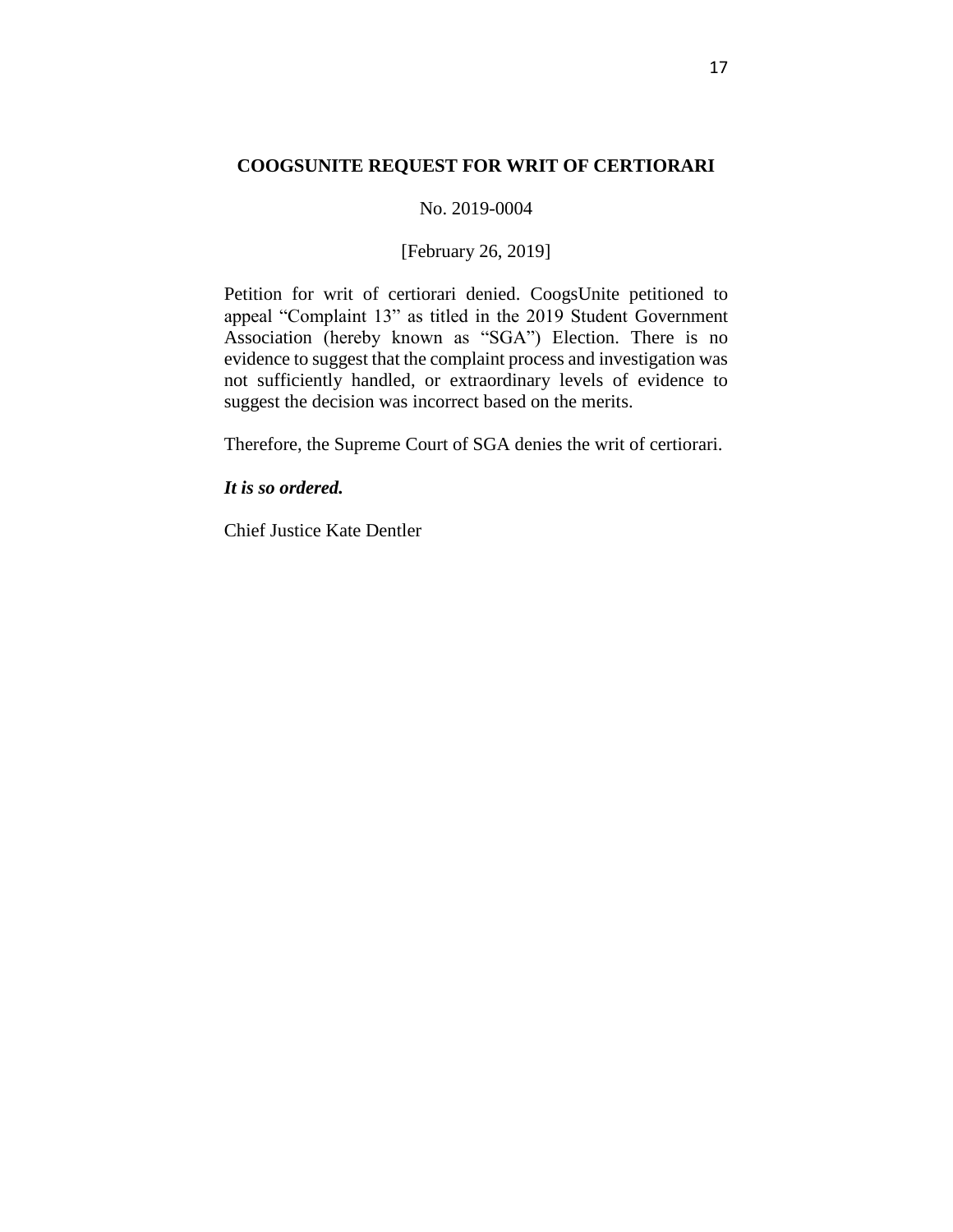## COOGSUNITE REQUEST FOR WRIT OF CERTIORARI

No. 2019-0004

[February 26, 2019]

Petition for writ of certiorari denied. CoogsUnite petitioned to appeal "Complaint 13" as titled in the 2019 Student Government Association (hereby known as "SGA") Election. There is no evidence to suggest that the complaint process and investigation was not sufficiently handled, or extraordinary levels of evidence to suggest the decision was incorrect based on the merits.

Therefore, the Supreme Court of SGA denies the writ of certiorari.

***It is so ordered.***

Chief Justice Kate Dentler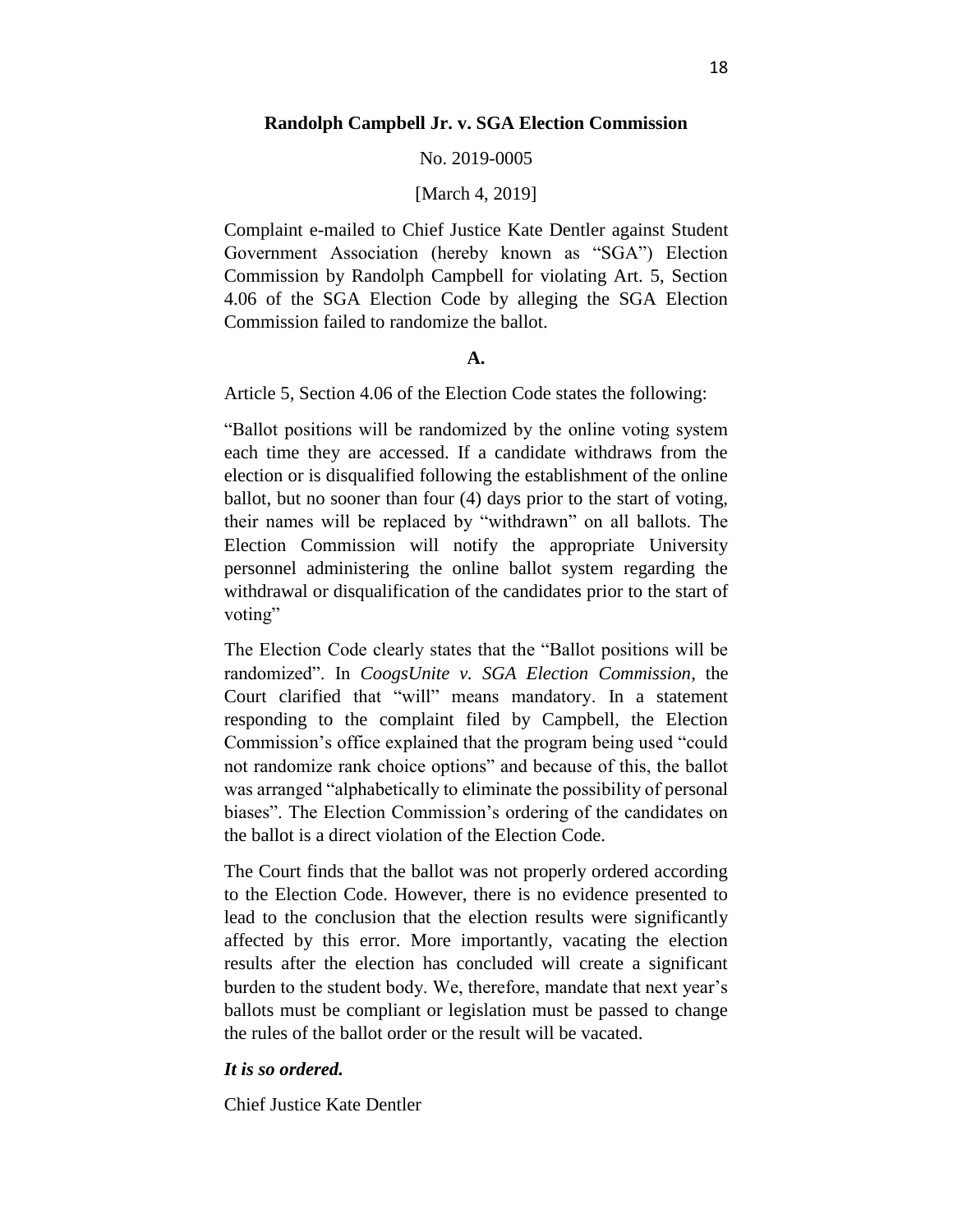**Randolph Campbell Jr. v. SGA Election Commission**

No. 2019-0005

[March 4, 2019]

Complaint e-mailed to Chief Justice Kate Dentler against Student Government Association (hereby known as "SGA") Election Commission by Randolph Campbell for violating Art. 5, Section 4.06 of the SGA Election Code by alleging the SGA Election Commission failed to randomize the ballot.

**A.**

Article 5, Section 4.06 of the Election Code states the following:

"Ballot positions will be randomized by the online voting system each time they are accessed. If a candidate withdraws from the election or is disqualified following the establishment of the online ballot, but no sooner than four (4) days prior to the start of voting, their names will be replaced by "withdrawn" on all ballots. The Election Commission will notify the appropriate University personnel administering the online ballot system regarding the withdrawal or disqualification of the candidates prior to the start of voting"

The Election Code clearly states that the "Ballot positions will be randomized". In *CoogsUnite v. SGA Election Commission*, the Court clarified that "will" means mandatory. In a statement responding to the complaint filed by Campbell, the Election Commission's office explained that the program being used "could not randomize rank choice options" and because of this, the ballot was arranged "alphabetically to eliminate the possibility of personal biases". The Election Commission's ordering of the candidates on the ballot is a direct violation of the Election Code.

The Court finds that the ballot was not properly ordered according to the Election Code. However, there is no evidence presented to lead to the conclusion that the election results were significantly affected by this error. More importantly, vacating the election results after the election has concluded will create a significant burden to the student body. We, therefore, mandate that next year's ballots must be compliant or legislation must be passed to change the rules of the ballot order or the result will be vacated.

***It is so ordered.***

Chief Justice Kate Dentler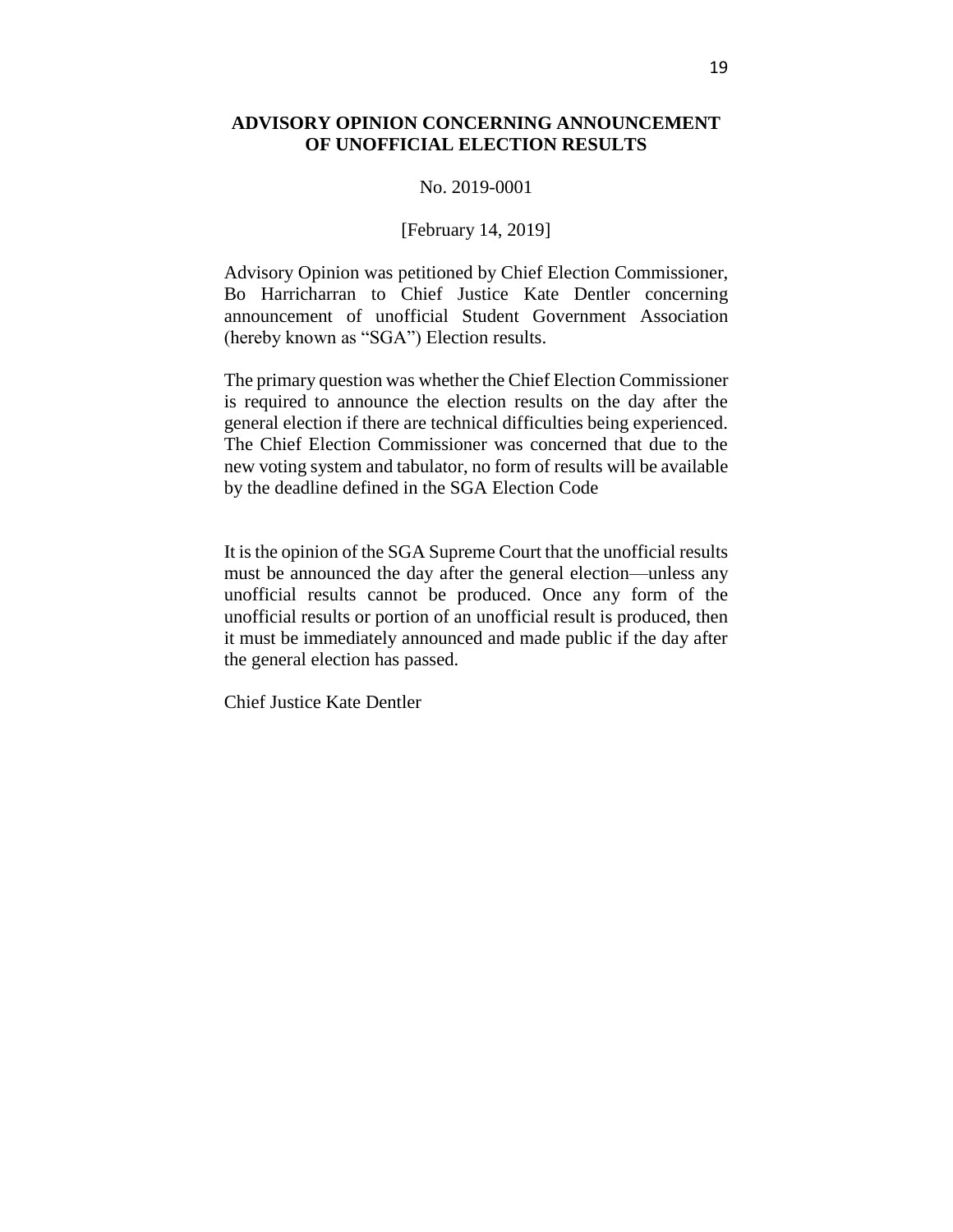## ADVISORY OPINION CONCERNING ANNOUNCEMENT OF UNOFFICIAL ELECTION RESULTS

No. 2019-0001

[February 14, 2019]

Advisory Opinion was petitioned by Chief Election Commissioner, Bo Harricharran to Chief Justice Kate Dentler concerning announcement of unofficial Student Government Association (hereby known as "SGA") Election results.

The primary question was whether the Chief Election Commissioner is required to announce the election results on the day after the general election if there are technical difficulties being experienced. The Chief Election Commissioner was concerned that due to the new voting system and tabulator, no form of results will be available by the deadline defined in the SGA Election Code

It is the opinion of the SGA Supreme Court that the unofficial results must be announced the day after the general election—unless any unofficial results cannot be produced. Once any form of the unofficial results or portion of an unofficial result is produced, then it must be immediately announced and made public if the day after the general election has passed.

Chief Justice Kate Dentler